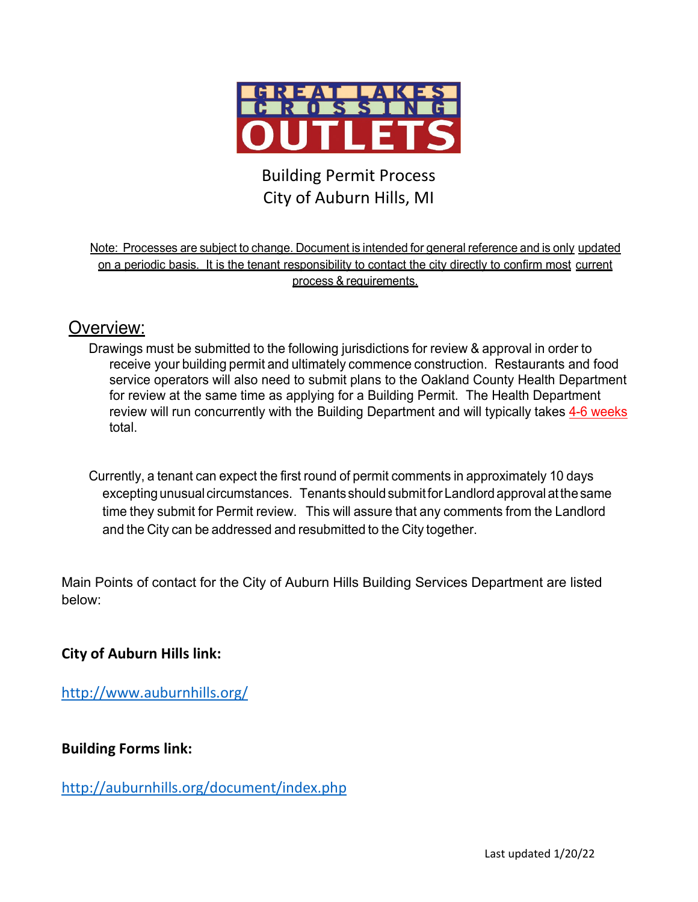GREAT LAKES CROSSING OUTLETS

# Building Permit Process
## City of Auburn Hills, MI

Note: Processes are subject to change. Document is intended for general reference and is only updated on a periodic basis. It is the tenant responsibility to contact the city directly to confirm most current process & requirements.

## Overview:

Drawings must be submitted to the following jurisdictions for review & approval in order to receive your building permit and ultimately commence construction. Restaurants and food service operators will also need to submit plans to the Oakland County Health Department for review at the same time as applying for a Building Permit. The Health Department review will run concurrently with the Building Department and will typically takes 4-6 weeks total.

Currently, a tenant can expect the first round of permit comments in approximately 10 days excepting unusual circumstances. Tenants should submit for Landlord approval at the same time they submit for Permit review. This will assure that any comments from the Landlord and the City can be addressed and resubmitted to the City together.

Main Points of contact for the City of Auburn Hills Building Services Department are listed below:

**City of Auburn Hills link:**

http://www.auburnhills.org/

**Building Forms link:**

http://auburnhills.org/document/index.php

Last updated 1/20/22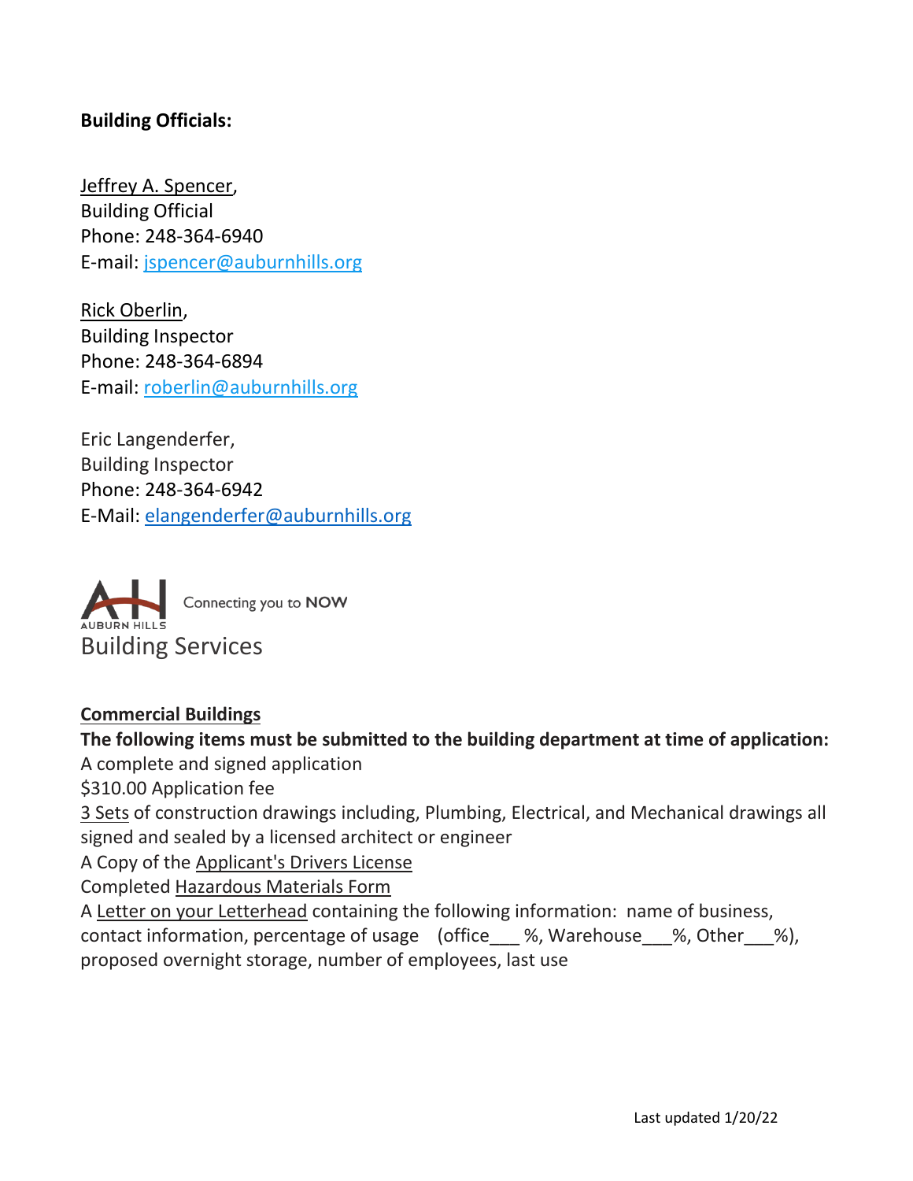**Building Officials:**

Jeffrey A. Spencer,
Building Official
Phone: 248-364-6940
E-mail: jspencer@auburnhills.org

Rick Oberlin,
Building Inspector
Phone: 248-364-6894
E-mail: roberlin@auburnhills.org

Eric Langenderfer,
Building Inspector
Phone: 248-364-6942
E-Mail: elangenderfer@auburnhills.org

AUBURN HILLS Connecting you to **NOW**

Building Services

**Commercial Buildings**

**The following items must be submitted to the building department at time of application:**

A complete and signed application

$310.00 Application fee

3 Sets of construction drawings including, Plumbing, Electrical, and Mechanical drawings all signed and sealed by a licensed architect or engineer

A Copy of the Applicant's Drivers License

Completed Hazardous Materials Form

A Letter on your Letterhead containing the following information: name of business, contact information, percentage of usage (office___ %, Warehouse___%, Other___%), proposed overnight storage, number of employees, last use

Last updated 1/20/22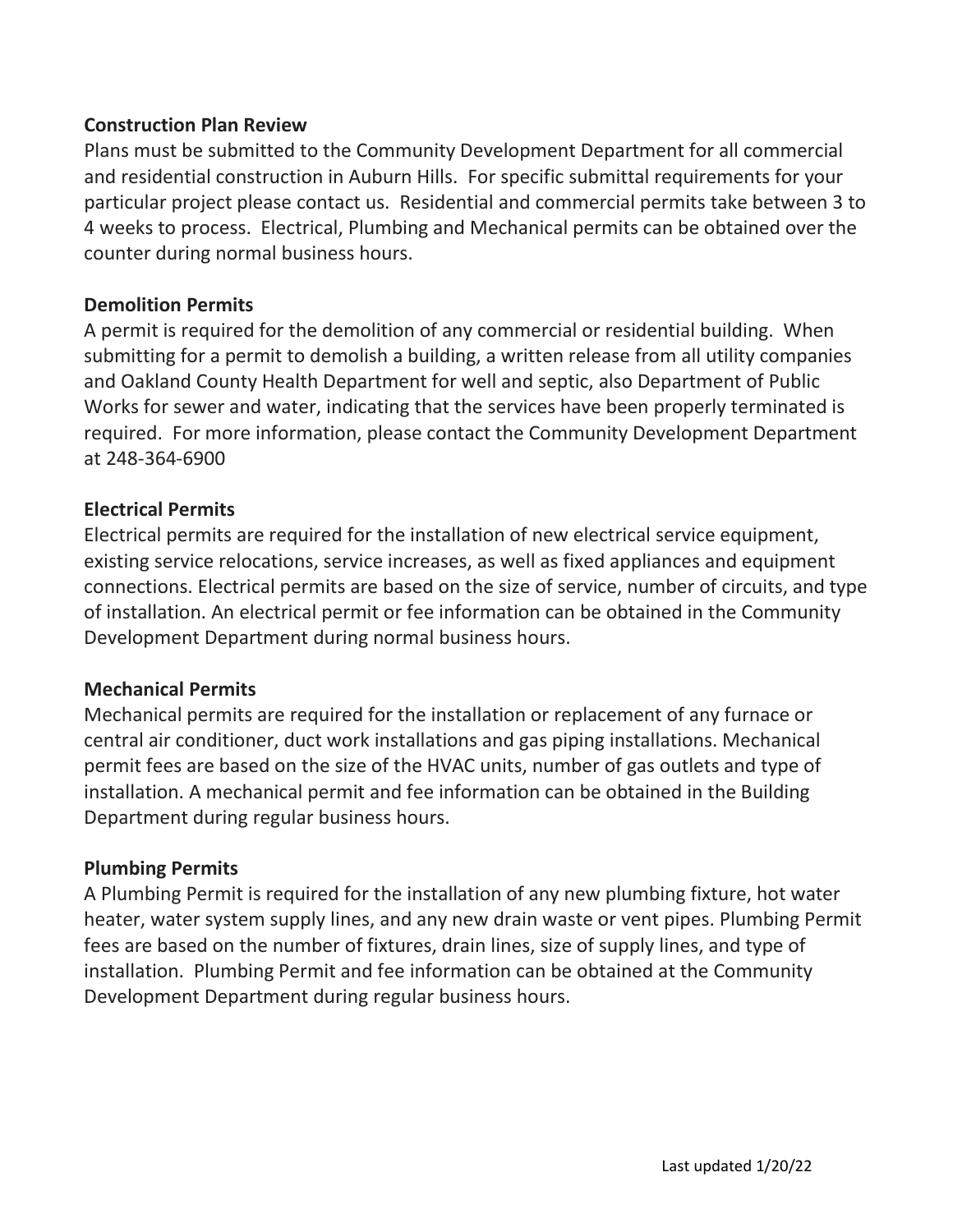**Construction Plan Review**

Plans must be submitted to the Community Development Department for all commercial and residential construction in Auburn Hills. For specific submittal requirements for your particular project please contact us. Residential and commercial permits take between 3 to 4 weeks to process. Electrical, Plumbing and Mechanical permits can be obtained over the counter during normal business hours.

**Demolition Permits**

A permit is required for the demolition of any commercial or residential building. When submitting for a permit to demolish a building, a written release from all utility companies and Oakland County Health Department for well and septic, also Department of Public Works for sewer and water, indicating that the services have been properly terminated is required. For more information, please contact the Community Development Department at 248-364-6900

**Electrical Permits**

Electrical permits are required for the installation of new electrical service equipment, existing service relocations, service increases, as well as fixed appliances and equipment connections. Electrical permits are based on the size of service, number of circuits, and type of installation. An electrical permit or fee information can be obtained in the Community Development Department during normal business hours.

**Mechanical Permits**

Mechanical permits are required for the installation or replacement of any furnace or central air conditioner, duct work installations and gas piping installations. Mechanical permit fees are based on the size of the HVAC units, number of gas outlets and type of installation. A mechanical permit and fee information can be obtained in the Building Department during regular business hours.

**Plumbing Permits**

A Plumbing Permit is required for the installation of any new plumbing fixture, hot water heater, water system supply lines, and any new drain waste or vent pipes. Plumbing Permit fees are based on the number of fixtures, drain lines, size of supply lines, and type of installation. Plumbing Permit and fee information can be obtained at the Community Development Department during regular business hours.

Last updated 1/20/22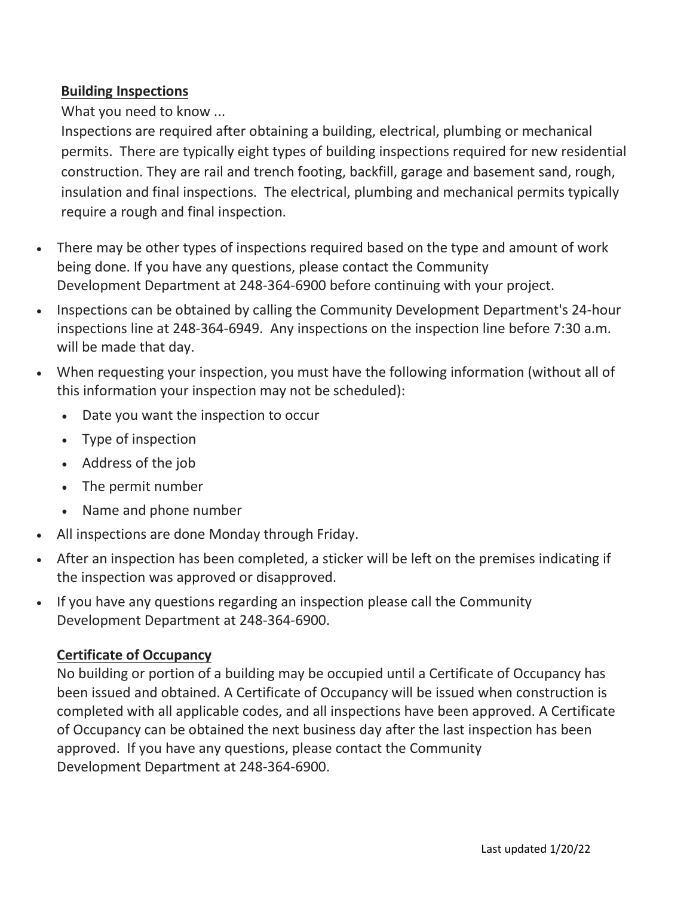## Building Inspections

What you need to know ...

Inspections are required after obtaining a building, electrical, plumbing or mechanical permits. There are typically eight types of building inspections required for new residential construction. They are rail and trench footing, backfill, garage and basement sand, rough, insulation and final inspections. The electrical, plumbing and mechanical permits typically require a rough and final inspection.

- There may be other types of inspections required based on the type and amount of work being done. If you have any questions, please contact the Community Development Department at 248-364-6900 before continuing with your project.
- Inspections can be obtained by calling the Community Development Department's 24-hour inspections line at 248-364-6949. Any inspections on the inspection line before 7:30 a.m. will be made that day.
- When requesting your inspection, you must have the following information (without all of this information your inspection may not be scheduled):
  - Date you want the inspection to occur
  - Type of inspection
  - Address of the job
  - The permit number
  - Name and phone number
- All inspections are done Monday through Friday.
- After an inspection has been completed, a sticker will be left on the premises indicating if the inspection was approved or disapproved.
- If you have any questions regarding an inspection please call the Community Development Department at 248-364-6900.

## Certificate of Occupancy

No building or portion of a building may be occupied until a Certificate of Occupancy has been issued and obtained. A Certificate of Occupancy will be issued when construction is completed with all applicable codes, and all inspections have been approved. A Certificate of Occupancy can be obtained the next business day after the last inspection has been approved. If you have any questions, please contact the Community Development Department at 248-364-6900.

Last updated 1/20/22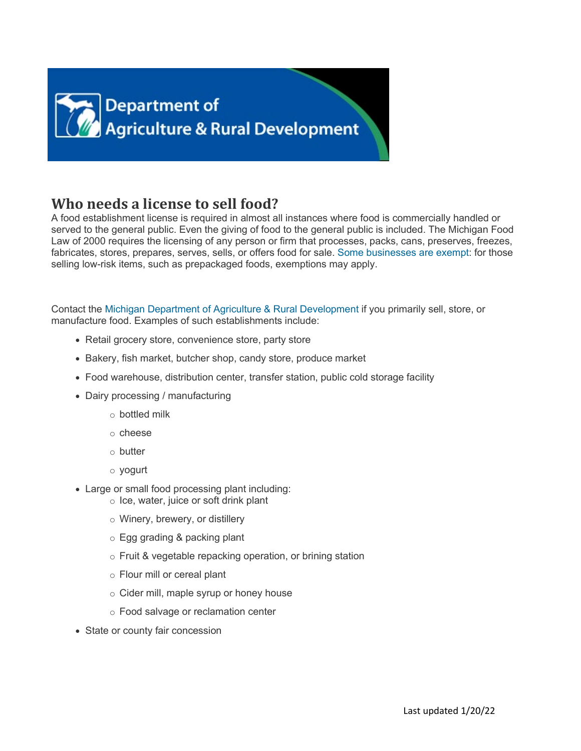Department of Agriculture & Rural Development

## Who needs a license to sell food?

A food establishment license is required in almost all instances where food is commercially handled or served to the general public. Even the giving of food to the general public is included. The Michigan Food Law of 2000 requires the licensing of any person or firm that processes, packs, cans, preserves, freezes, fabricates, stores, prepares, serves, sells, or offers food for sale. Some businesses are exempt: for those selling low-risk items, such as prepackaged foods, exemptions may apply.

Contact the Michigan Department of Agriculture & Rural Development if you primarily sell, store, or manufacture food. Examples of such establishments include:

- Retail grocery store, convenience store, party store
- Bakery, fish market, butcher shop, candy store, produce market
- Food warehouse, distribution center, transfer station, public cold storage facility
- Dairy processing / manufacturing
  - bottled milk
  - cheese
  - butter
  - yogurt
- Large or small food processing plant including:
  - Ice, water, juice or soft drink plant
  - Winery, brewery, or distillery
  - Egg grading & packing plant
  - Fruit & vegetable repacking operation, or brining station
  - Flour mill or cereal plant
  - Cider mill, maple syrup or honey house
  - Food salvage or reclamation center
- State or county fair concession

Last updated 1/20/22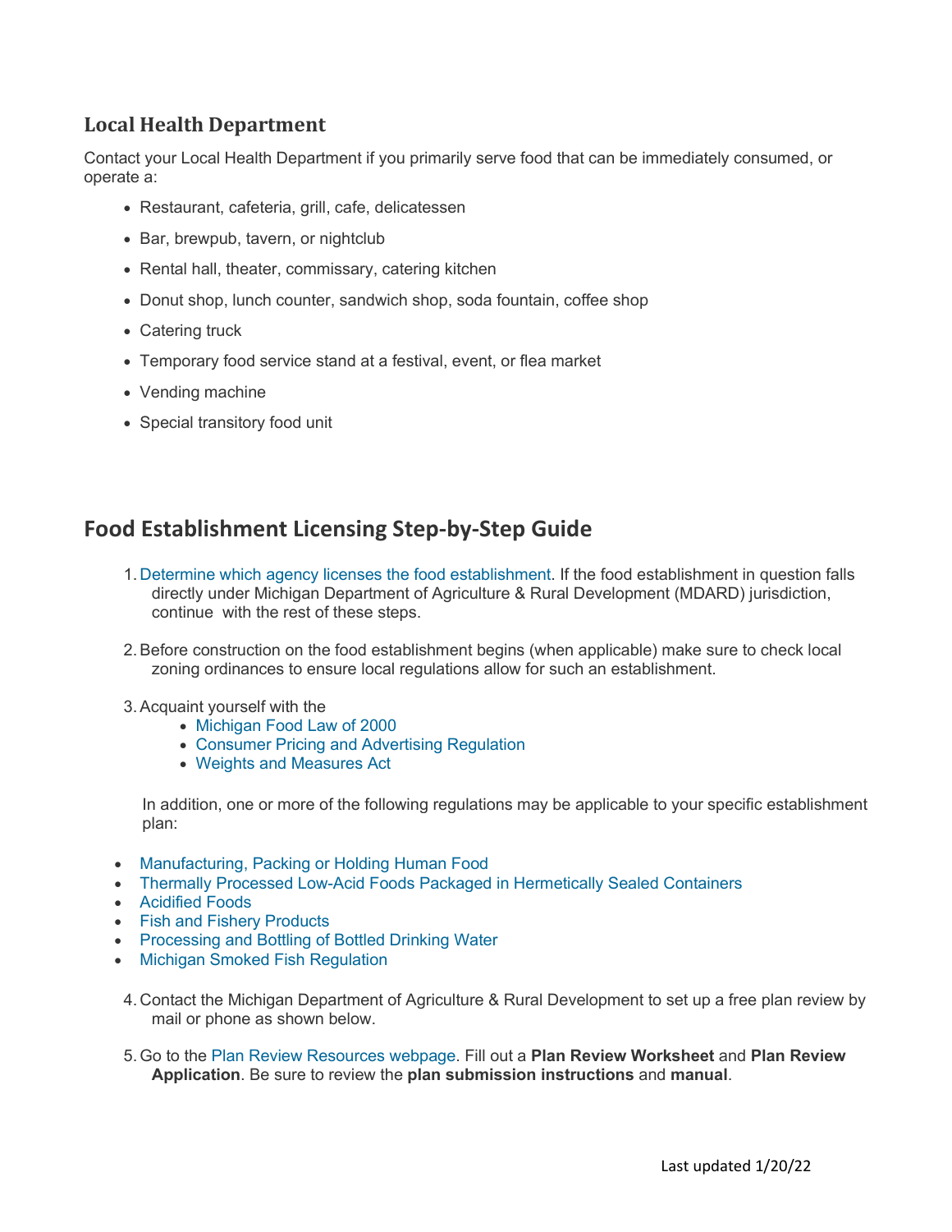### Local Health Department

Contact your Local Health Department if you primarily serve food that can be immediately consumed, or operate a:

- Restaurant, cafeteria, grill, cafe, delicatessen
- Bar, brewpub, tavern, or nightclub
- Rental hall, theater, commissary, catering kitchen
- Donut shop, lunch counter, sandwich shop, soda fountain, coffee shop
- Catering truck
- Temporary food service stand at a festival, event, or flea market
- Vending machine
- Special transitory food unit

## Food Establishment Licensing Step-by-Step Guide

1. Determine which agency licenses the food establishment. If the food establishment in question falls directly under Michigan Department of Agriculture & Rural Development (MDARD) jurisdiction, continue with the rest of these steps.

2. Before construction on the food establishment begins (when applicable) make sure to check local zoning ordinances to ensure local regulations allow for such an establishment.

3. Acquaint yourself with the
   - Michigan Food Law of 2000
   - Consumer Pricing and Advertising Regulation
   - Weights and Measures Act

   In addition, one or more of the following regulations may be applicable to your specific establishment plan:

- Manufacturing, Packing or Holding Human Food
- Thermally Processed Low-Acid Foods Packaged in Hermetically Sealed Containers
- Acidified Foods
- Fish and Fishery Products
- Processing and Bottling of Bottled Drinking Water
- Michigan Smoked Fish Regulation

4. Contact the Michigan Department of Agriculture & Rural Development to set up a free plan review by mail or phone as shown below.

5. Go to the Plan Review Resources webpage. Fill out a **Plan Review Worksheet** and **Plan Review Application**. Be sure to review the **plan submission instructions** and **manual**.

Last updated 1/20/22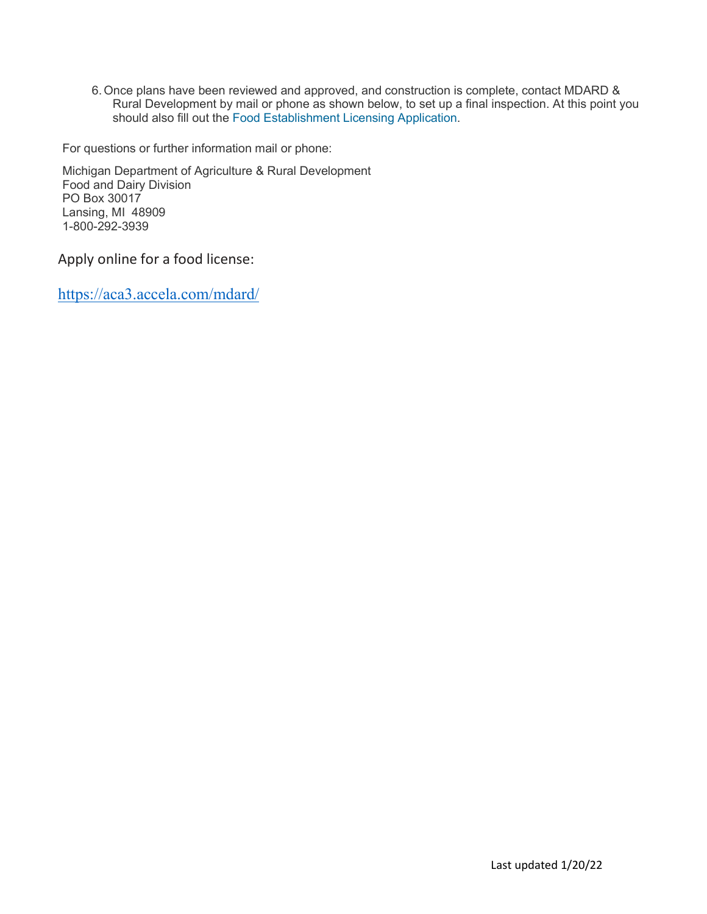6. Once plans have been reviewed and approved, and construction is complete, contact MDARD & Rural Development by mail or phone as shown below, to set up a final inspection. At this point you should also fill out the Food Establishment Licensing Application.

For questions or further information mail or phone:

Michigan Department of Agriculture & Rural Development  
Food and Dairy Division  
PO Box 30017  
Lansing, MI 48909  
1-800-292-3939

Apply online for a food license:

https://aca3.accela.com/mdard/

Last updated 1/20/22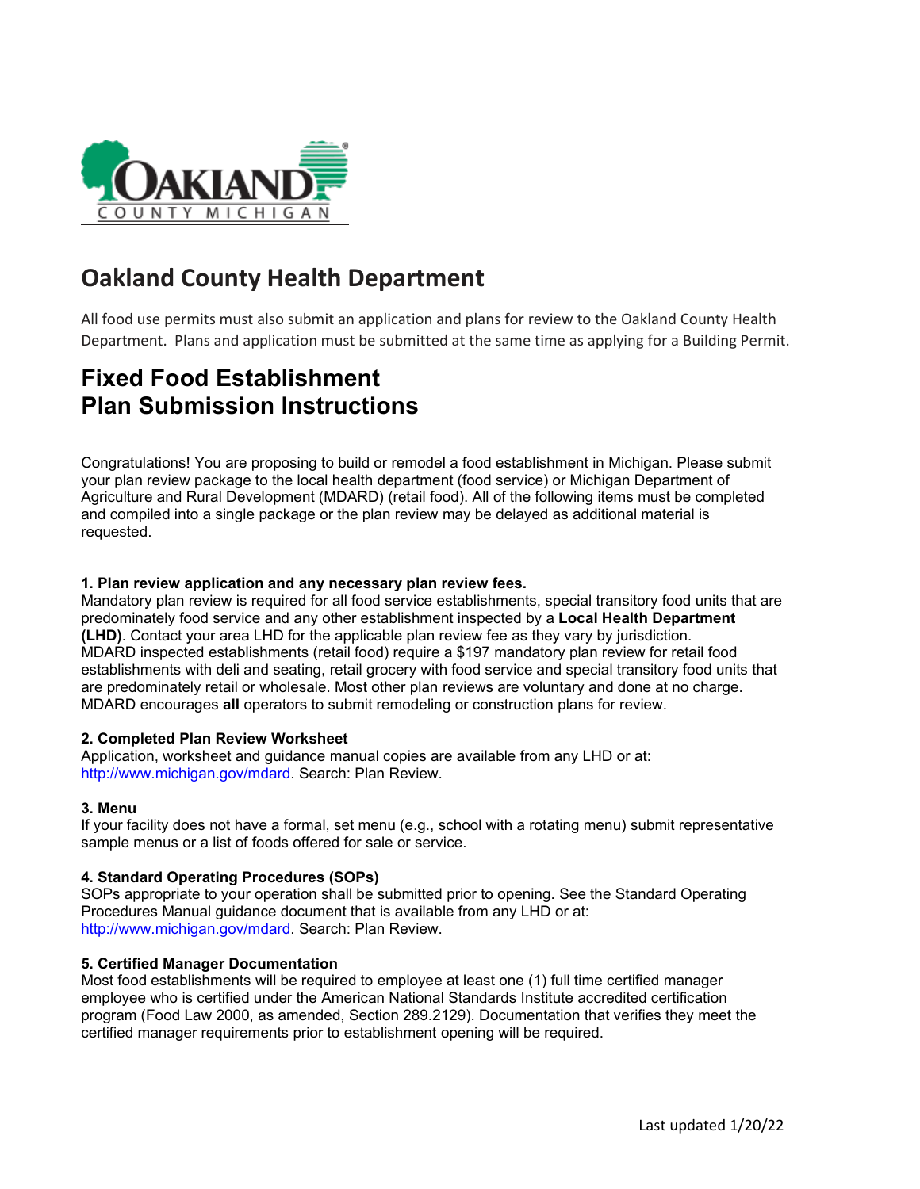## Oakland County Health Department

All food use permits must also submit an application and plans for review to the Oakland County Health Department. Plans and application must be submitted at the same time as applying for a Building Permit.

# Fixed Food Establishment Plan Submission Instructions

Congratulations! You are proposing to build or remodel a food establishment in Michigan. Please submit your plan review package to the local health department (food service) or Michigan Department of Agriculture and Rural Development (MDARD) (retail food). All of the following items must be completed and compiled into a single package or the plan review may be delayed as additional material is requested.

**1. Plan review application and any necessary plan review fees.**
Mandatory plan review is required for all food service establishments, special transitory food units that are predominately food service and any other establishment inspected by a **Local Health Department (LHD)**. Contact your area LHD for the applicable plan review fee as they vary by jurisdiction. MDARD inspected establishments (retail food) require a $197 mandatory plan review for retail food establishments with deli and seating, retail grocery with food service and special transitory food units that are predominately retail or wholesale. Most other plan reviews are voluntary and done at no charge. MDARD encourages **all** operators to submit remodeling or construction plans for review.

**2. Completed Plan Review Worksheet**
Application, worksheet and guidance manual copies are available from any LHD or at: http://www.michigan.gov/mdard. Search: Plan Review.

**3. Menu**
If your facility does not have a formal, set menu (e.g., school with a rotating menu) submit representative sample menus or a list of foods offered for sale or service.

**4. Standard Operating Procedures (SOPs)**
SOPs appropriate to your operation shall be submitted prior to opening. See the Standard Operating Procedures Manual guidance document that is available from any LHD or at: http://www.michigan.gov/mdard. Search: Plan Review.

**5. Certified Manager Documentation**
Most food establishments will be required to employee at least one (1) full time certified manager employee who is certified under the American National Standards Institute accredited certification program (Food Law 2000, as amended, Section 289.2129). Documentation that verifies they meet the certified manager requirements prior to establishment opening will be required.

Last updated 1/20/22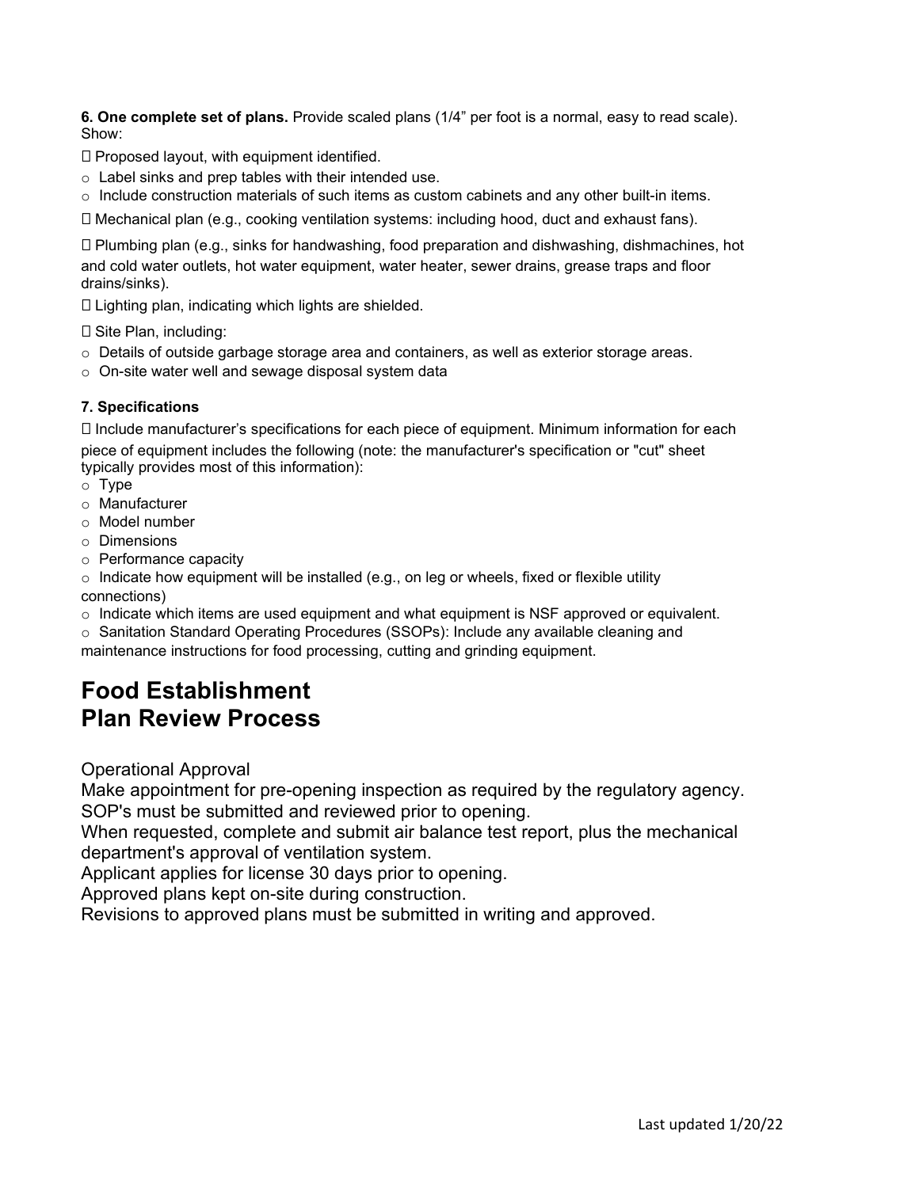**6. One complete set of plans.** Provide scaled plans (1/4” per foot is a normal, easy to read scale). Show:

- Proposed layout, with equipment identified.
  - Label sinks and prep tables with their intended use.
  - Include construction materials of such items as custom cabinets and any other built-in items.
- Mechanical plan (e.g., cooking ventilation systems: including hood, duct and exhaust fans).
- Plumbing plan (e.g., sinks for handwashing, food preparation and dishwashing, dishmachines, hot and cold water outlets, hot water equipment, water heater, sewer drains, grease traps and floor drains/sinks).
- Lighting plan, indicating which lights are shielded.
- Site Plan, including:
  - Details of outside garbage storage area and containers, as well as exterior storage areas.
  - On-site water well and sewage disposal system data

**7. Specifications**

- Include manufacturer’s specifications for each piece of equipment. Minimum information for each piece of equipment includes the following (note: the manufacturer's specification or "cut" sheet typically provides most of this information):
  - Type
  - Manufacturer
  - Model number
  - Dimensions
  - Performance capacity
  - Indicate how equipment will be installed (e.g., on leg or wheels, fixed or flexible utility connections)
  - Indicate which items are used equipment and what equipment is NSF approved or equivalent.
  - Sanitation Standard Operating Procedures (SSOPs): Include any available cleaning and maintenance instructions for food processing, cutting and grinding equipment.

# Food Establishment Plan Review Process

Operational Approval

Make appointment for pre-opening inspection as required by the regulatory agency.

SOP's must be submitted and reviewed prior to opening.

When requested, complete and submit air balance test report, plus the mechanical department's approval of ventilation system.

Applicant applies for license 30 days prior to opening.

Approved plans kept on-site during construction.

Revisions to approved plans must be submitted in writing and approved.

Last updated 1/20/22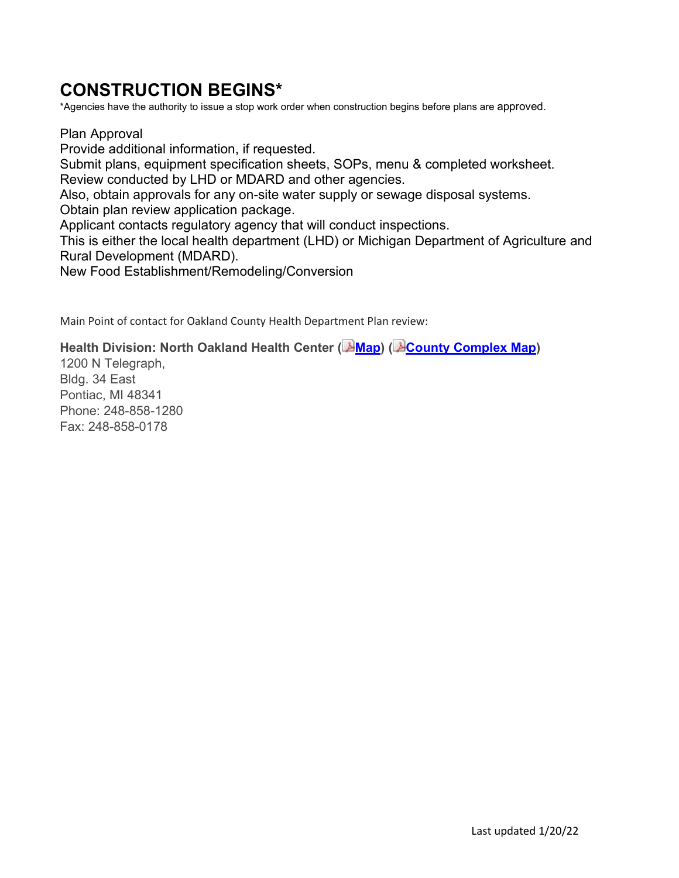# CONSTRUCTION BEGINS*

*Agencies have the authority to issue a stop work order when construction begins before plans are approved.

Plan Approval
Provide additional information, if requested.
Submit plans, equipment specification sheets, SOPs, menu & completed worksheet.
Review conducted by LHD or MDARD and other agencies.
Also, obtain approvals for any on-site water supply or sewage disposal systems.
Obtain plan review application package.
Applicant contacts regulatory agency that will conduct inspections.
This is either the local health department (LHD) or Michigan Department of Agriculture and Rural Development (MDARD).
New Food Establishment/Remodeling/Conversion

Main Point of contact for Oakland County Health Department Plan review:

**Health Division: North Oakland Health Center (Map) (County Complex Map)**
1200 N Telegraph,
Bldg. 34 East
Pontiac, MI 48341
Phone: 248-858-1280
Fax: 248-858-0178

Last updated 1/20/22